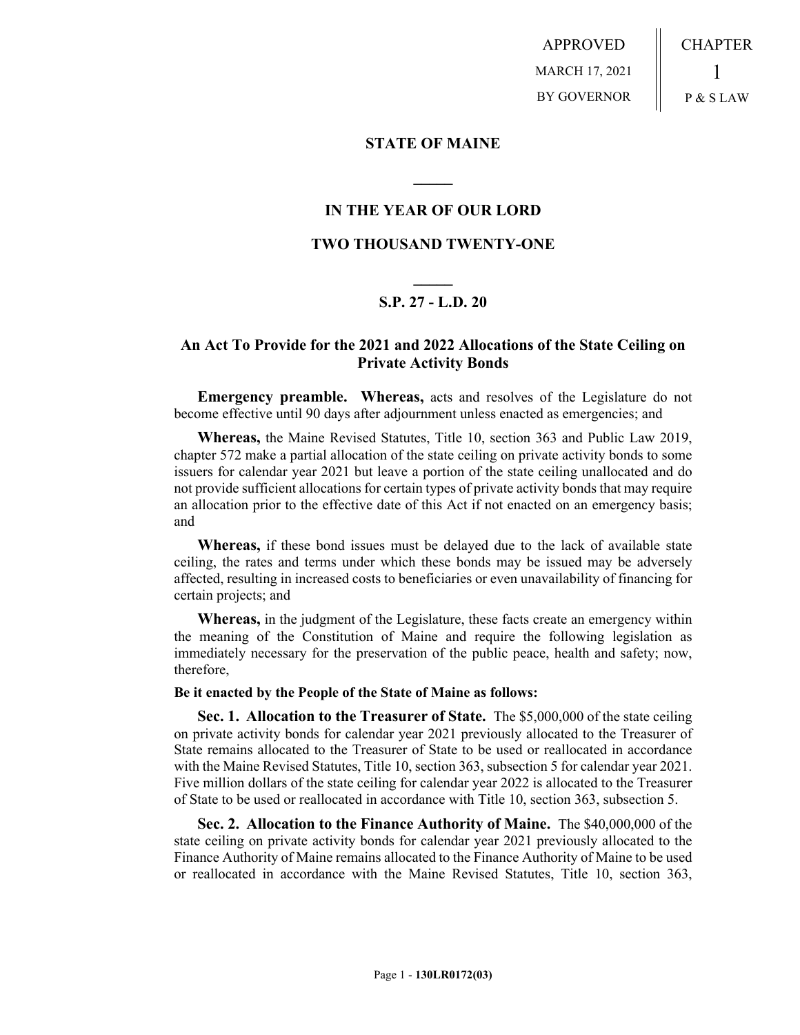APPROVED
MARCH 17, 2021
BY GOVERNOR

CHAPTER
1
P & S LAW

## STATE OF MAINE

**IN THE YEAR OF OUR LORD**

**TWO THOUSAND TWENTY-ONE**

**S.P. 27 - L.D. 20**

### An Act To Provide for the 2021 and 2022 Allocations of the State Ceiling on Private Activity Bonds

**Emergency preamble.** **Whereas,** acts and resolves of the Legislature do not become effective until 90 days after adjournment unless enacted as emergencies; and

**Whereas,** the Maine Revised Statutes, Title 10, section 363 and Public Law 2019, chapter 572 make a partial allocation of the state ceiling on private activity bonds to some issuers for calendar year 2021 but leave a portion of the state ceiling unallocated and do not provide sufficient allocations for certain types of private activity bonds that may require an allocation prior to the effective date of this Act if not enacted on an emergency basis; and

**Whereas,** if these bond issues must be delayed due to the lack of available state ceiling, the rates and terms under which these bonds may be issued may be adversely affected, resulting in increased costs to beneficiaries or even unavailability of financing for certain projects; and

**Whereas,** in the judgment of the Legislature, these facts create an emergency within the meaning of the Constitution of Maine and require the following legislation as immediately necessary for the preservation of the public peace, health and safety; now, therefore,

**Be it enacted by the People of the State of Maine as follows:**

**Sec. 1. Allocation to the Treasurer of State.** The $5,000,000 of the state ceiling on private activity bonds for calendar year 2021 previously allocated to the Treasurer of State remains allocated to the Treasurer of State to be used or reallocated in accordance with the Maine Revised Statutes, Title 10, section 363, subsection 5 for calendar year 2021. Five million dollars of the state ceiling for calendar year 2022 is allocated to the Treasurer of State to be used or reallocated in accordance with Title 10, section 363, subsection 5.

**Sec. 2. Allocation to the Finance Authority of Maine.** The $40,000,000 of the state ceiling on private activity bonds for calendar year 2021 previously allocated to the Finance Authority of Maine remains allocated to the Finance Authority of Maine to be used or reallocated in accordance with the Maine Revised Statutes, Title 10, section 363,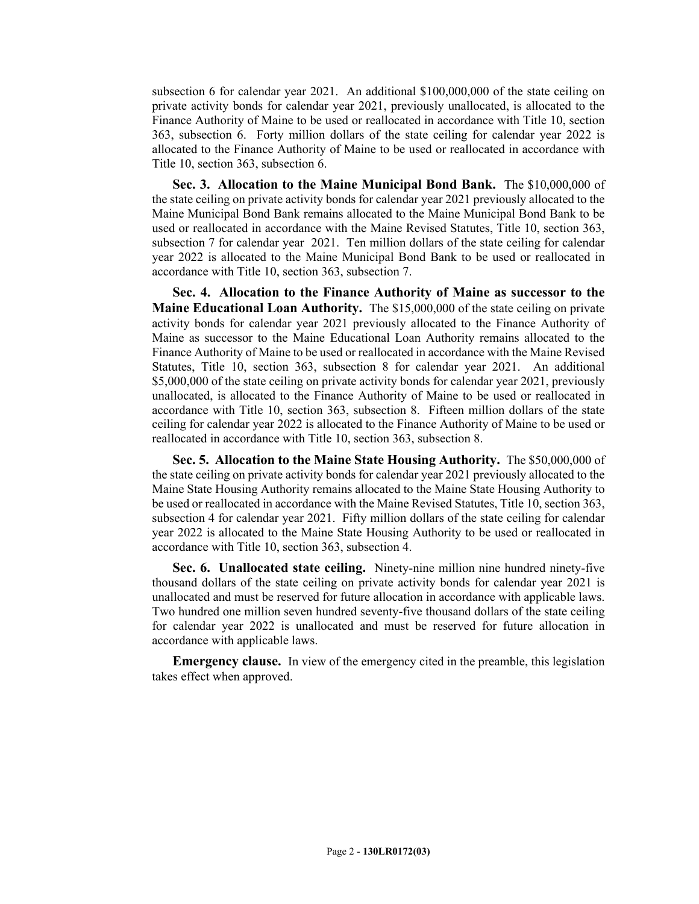subsection 6 for calendar year 2021. An additional $100,000,000 of the state ceiling on private activity bonds for calendar year 2021, previously unallocated, is allocated to the Finance Authority of Maine to be used or reallocated in accordance with Title 10, section 363, subsection 6. Forty million dollars of the state ceiling for calendar year 2022 is allocated to the Finance Authority of Maine to be used or reallocated in accordance with Title 10, section 363, subsection 6.

**Sec. 3. Allocation to the Maine Municipal Bond Bank.** The $10,000,000 of the state ceiling on private activity bonds for calendar year 2021 previously allocated to the Maine Municipal Bond Bank remains allocated to the Maine Municipal Bond Bank to be used or reallocated in accordance with the Maine Revised Statutes, Title 10, section 363, subsection 7 for calendar year 2021. Ten million dollars of the state ceiling for calendar year 2022 is allocated to the Maine Municipal Bond Bank to be used or reallocated in accordance with Title 10, section 363, subsection 7.

**Sec. 4. Allocation to the Finance Authority of Maine as successor to the Maine Educational Loan Authority.** The $15,000,000 of the state ceiling on private activity bonds for calendar year 2021 previously allocated to the Finance Authority of Maine as successor to the Maine Educational Loan Authority remains allocated to the Finance Authority of Maine to be used or reallocated in accordance with the Maine Revised Statutes, Title 10, section 363, subsection 8 for calendar year 2021. An additional $5,000,000 of the state ceiling on private activity bonds for calendar year 2021, previously unallocated, is allocated to the Finance Authority of Maine to be used or reallocated in accordance with Title 10, section 363, subsection 8. Fifteen million dollars of the state ceiling for calendar year 2022 is allocated to the Finance Authority of Maine to be used or reallocated in accordance with Title 10, section 363, subsection 8.

**Sec. 5. Allocation to the Maine State Housing Authority.** The $50,000,000 of the state ceiling on private activity bonds for calendar year 2021 previously allocated to the Maine State Housing Authority remains allocated to the Maine State Housing Authority to be used or reallocated in accordance with the Maine Revised Statutes, Title 10, section 363, subsection 4 for calendar year 2021. Fifty million dollars of the state ceiling for calendar year 2022 is allocated to the Maine State Housing Authority to be used or reallocated in accordance with Title 10, section 363, subsection 4.

**Sec. 6. Unallocated state ceiling.** Ninety-nine million nine hundred ninety-five thousand dollars of the state ceiling on private activity bonds for calendar year 2021 is unallocated and must be reserved for future allocation in accordance with applicable laws. Two hundred one million seven hundred seventy-five thousand dollars of the state ceiling for calendar year 2022 is unallocated and must be reserved for future allocation in accordance with applicable laws.

**Emergency clause.** In view of the emergency cited in the preamble, this legislation takes effect when approved.